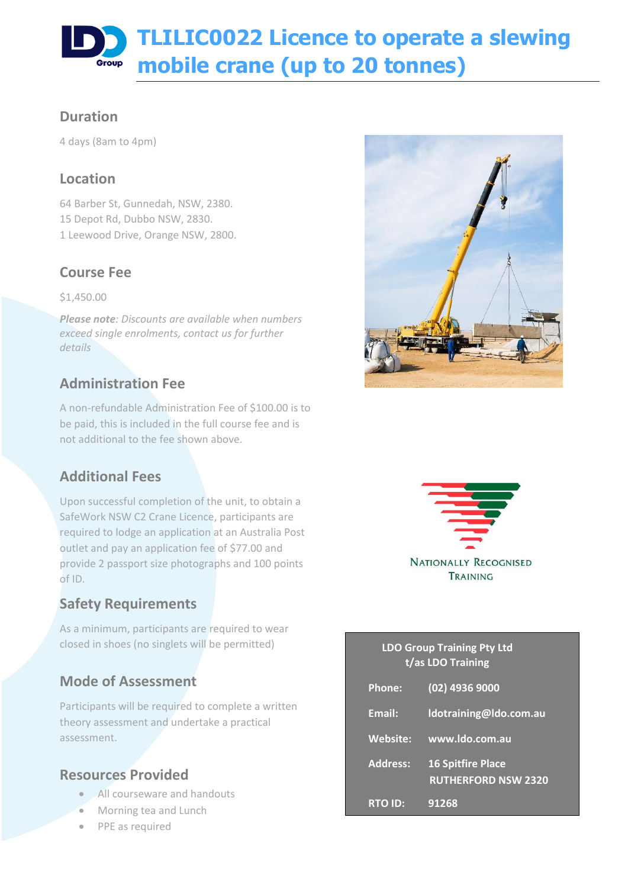# TLILIC0022 Licence to operate a slewing mobile crane (up to 20 tonnes)

## Duration

4 days (8am to 4pm)

## Location

64 Barber St, Gunnedah, NSW, 2380.
15 Depot Rd, Dubbo NSW, 2830.
1 Leewood Drive, Orange NSW, 2800.

## Course Fee

$1,450.00

***Please note**: Discounts are available when numbers exceed single enrolments, contact us for further details*

## Administration Fee

A non-refundable Administration Fee of $100.00 is to be paid, this is included in the full course fee and is not additional to the fee shown above.

## Additional Fees

Upon successful completion of the unit, to obtain a SafeWork NSW C2 Crane Licence, participants are required to lodge an application at an Australia Post outlet and pay an application fee of $77.00 and provide 2 passport size photographs and 100 points of ID.

## Safety Requirements

As a minimum, participants are required to wear closed in shoes (no singlets will be permitted)

## Mode of Assessment

Participants will be required to complete a written theory assessment and undertake a practical assessment.

## Resources Provided

- All courseware and handouts
- Morning tea and Lunch
- PPE as required

NATIONALLY RECOGNISED TRAINING

**LDO Group Training Pty Ltd**
**t/as LDO Training**

| | |
|---|---|
| **Phone:** | **(02) 4936 9000** |
| **Email:** | **ldotraining@ldo.com.au** |
| **Website:** | **www.ldo.com.au** |
| **Address:** | **16 Spitfire Place RUTHERFORD NSW 2320** |
| **RTO ID:** | **91268** |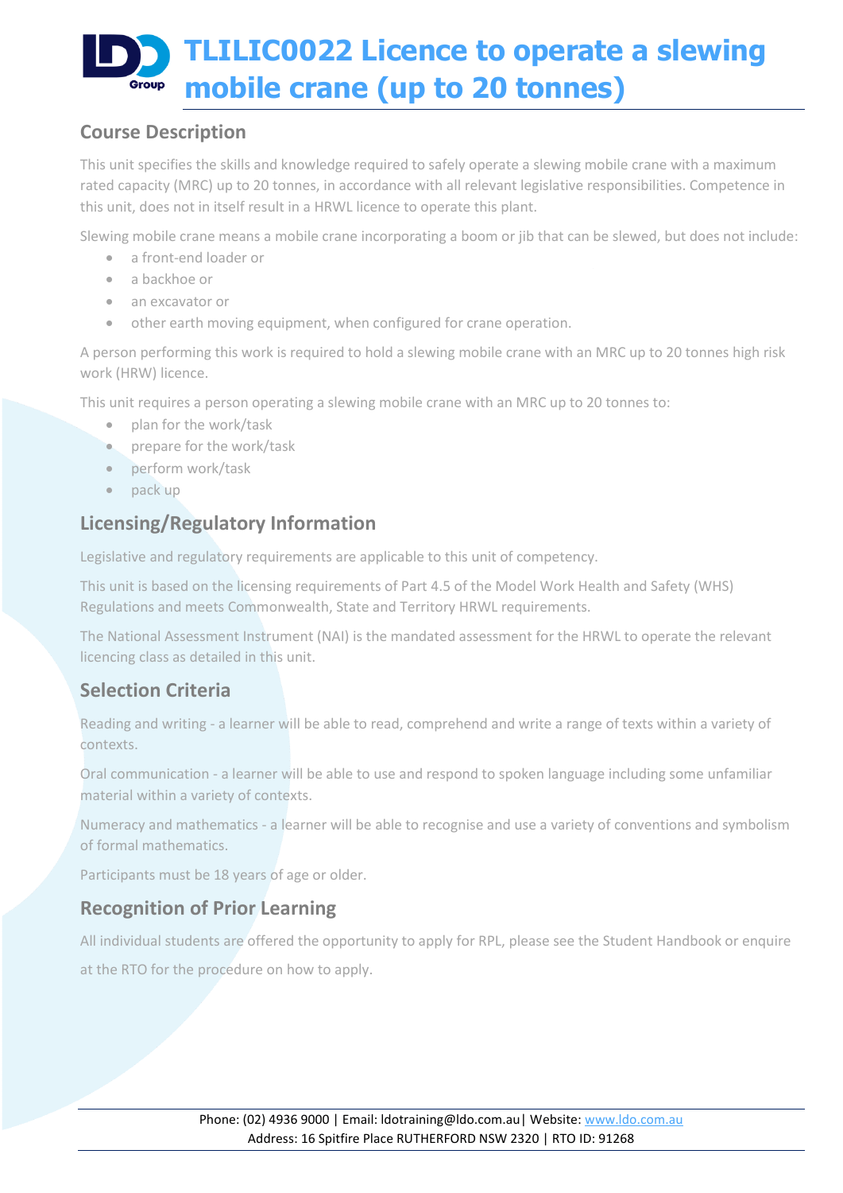# TLILIC0022 Licence to operate a slewing mobile crane (up to 20 tonnes)

## Course Description

This unit specifies the skills and knowledge required to safely operate a slewing mobile crane with a maximum rated capacity (MRC) up to 20 tonnes, in accordance with all relevant legislative responsibilities. Competence in this unit, does not in itself result in a HRWL licence to operate this plant.

Slewing mobile crane means a mobile crane incorporating a boom or jib that can be slewed, but does not include:

- a front-end loader or
- a backhoe or
- an excavator or
- other earth moving equipment, when configured for crane operation.

A person performing this work is required to hold a slewing mobile crane with an MRC up to 20 tonnes high risk work (HRW) licence.

This unit requires a person operating a slewing mobile crane with an MRC up to 20 tonnes to:

- plan for the work/task
- prepare for the work/task
- perform work/task
- pack up

## Licensing/Regulatory Information

Legislative and regulatory requirements are applicable to this unit of competency.

This unit is based on the licensing requirements of Part 4.5 of the Model Work Health and Safety (WHS) Regulations and meets Commonwealth, State and Territory HRWL requirements.

The National Assessment Instrument (NAI) is the mandated assessment for the HRWL to operate the relevant licencing class as detailed in this unit.

## Selection Criteria

Reading and writing - a learner will be able to read, comprehend and write a range of texts within a variety of contexts.

Oral communication - a learner will be able to use and respond to spoken language including some unfamiliar material within a variety of contexts.

Numeracy and mathematics - a learner will be able to recognise and use a variety of conventions and symbolism of formal mathematics.

Participants must be 18 years of age or older.

## Recognition of Prior Learning

All individual students are offered the opportunity to apply for RPL, please see the Student Handbook or enquire at the RTO for the procedure on how to apply.

Phone: (02) 4936 9000 | Email: ldotraining@ldo.com.au| Website: www.ldo.com.au
Address: 16 Spitfire Place RUTHERFORD NSW 2320 | RTO ID: 91268